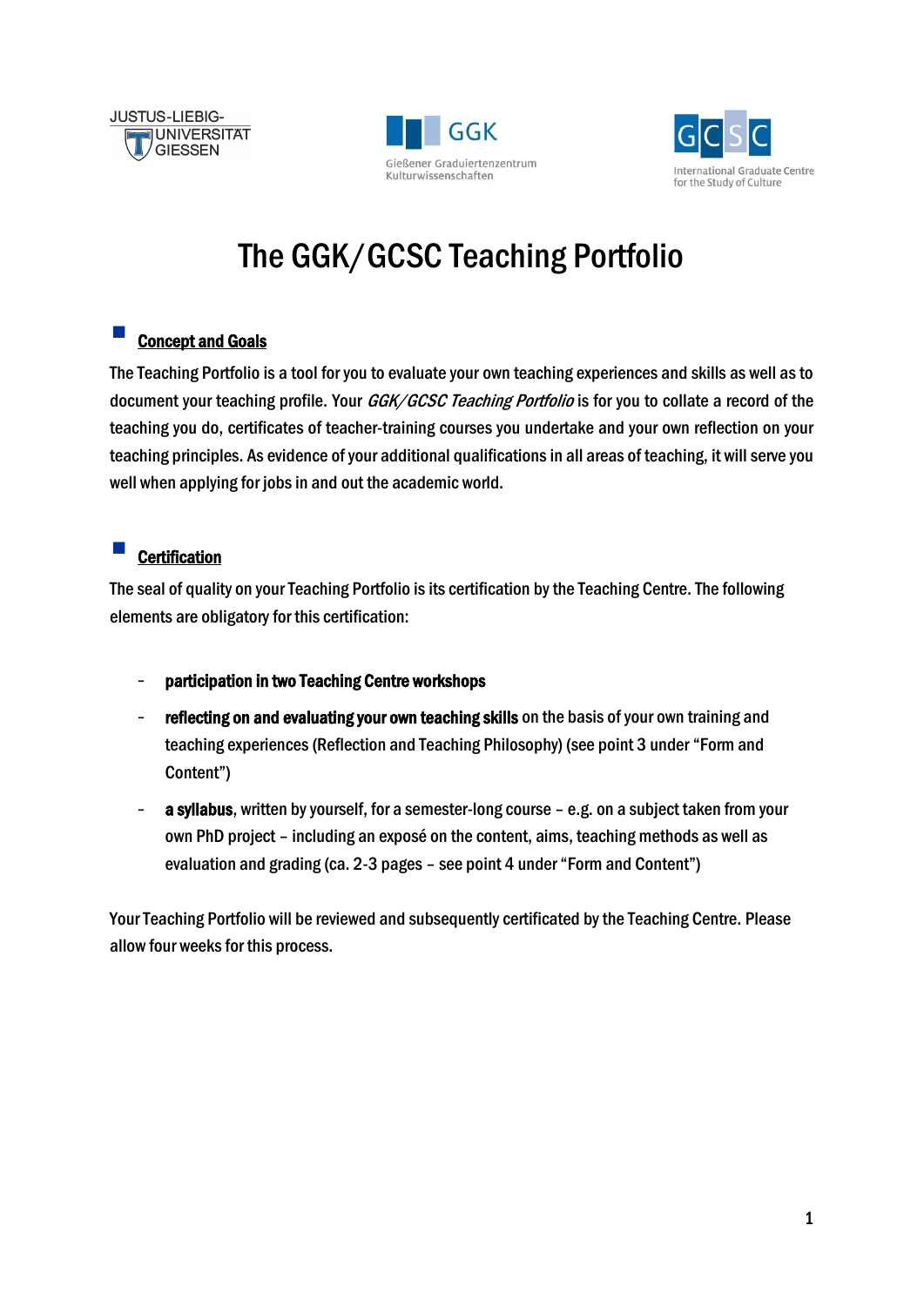JUSTUS-LIEBIG-UNIVERSITÄT GIESSEN

GGK Gießener Graduiertenzentrum Kulturwissenschaften

GCSC International Graduate Centre for the Study of Culture

# The GGK/GCSC Teaching Portfolio

## Concept and Goals

The Teaching Portfolio is a tool for you to evaluate your own teaching experiences and skills as well as to document your teaching profile. Your *GGK/GCSC Teaching Portfolio* is for you to collate a record of the teaching you do, certificates of teacher-training courses you undertake and your own reflection on your teaching principles. As evidence of your additional qualifications in all areas of teaching, it will serve you well when applying for jobs in and out the academic world.

## Certification

The seal of quality on your Teaching Portfolio is its certification by the Teaching Centre. The following elements are obligatory for this certification:

- **participation in two Teaching Centre workshops**
- **reflecting on and evaluating your own teaching skills** on the basis of your own training and teaching experiences (Reflection and Teaching Philosophy) (see point 3 under "Form and Content")
- **a syllabus**, written by yourself, for a semester-long course – e.g. on a subject taken from your own PhD project – including an exposé on the content, aims, teaching methods as well as evaluation and grading (ca. 2-3 pages – see point 4 under "Form and Content")

Your Teaching Portfolio will be reviewed and subsequently certificated by the Teaching Centre. Please allow four weeks for this process.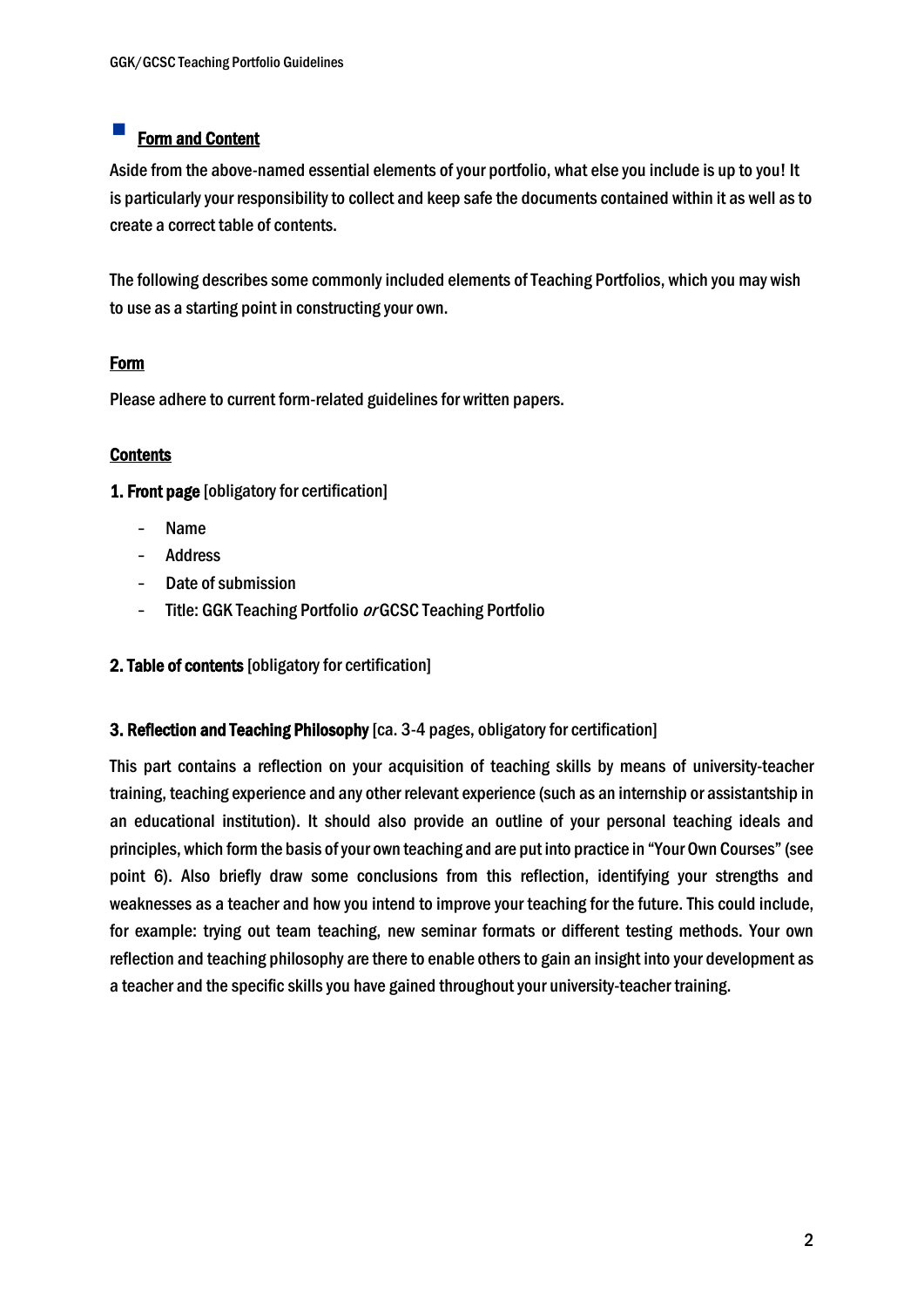## Form and Content

Aside from the above-named essential elements of your portfolio, what else you include is up to you! It is particularly your responsibility to collect and keep safe the documents contained within it as well as to create a correct table of contents.

The following describes some commonly included elements of Teaching Portfolios, which you may wish to use as a starting point in constructing your own.

### Form

Please adhere to current form-related guidelines for written papers.

### Contents

**1. Front page** [obligatory for certification]

- Name
- Address
- Date of submission
- Title: GGK Teaching Portfolio *or* GCSC Teaching Portfolio

**2. Table of contents** [obligatory for certification]

**3. Reflection and Teaching Philosophy** [ca. 3-4 pages, obligatory for certification]

This part contains a reflection on your acquisition of teaching skills by means of university-teacher training, teaching experience and any other relevant experience (such as an internship or assistantship in an educational institution). It should also provide an outline of your personal teaching ideals and principles, which form the basis of your own teaching and are put into practice in "Your Own Courses" (see point 6). Also briefly draw some conclusions from this reflection, identifying your strengths and weaknesses as a teacher and how you intend to improve your teaching for the future. This could include, for example: trying out team teaching, new seminar formats or different testing methods. Your own reflection and teaching philosophy are there to enable others to gain an insight into your development as a teacher and the specific skills you have gained throughout your university-teacher training.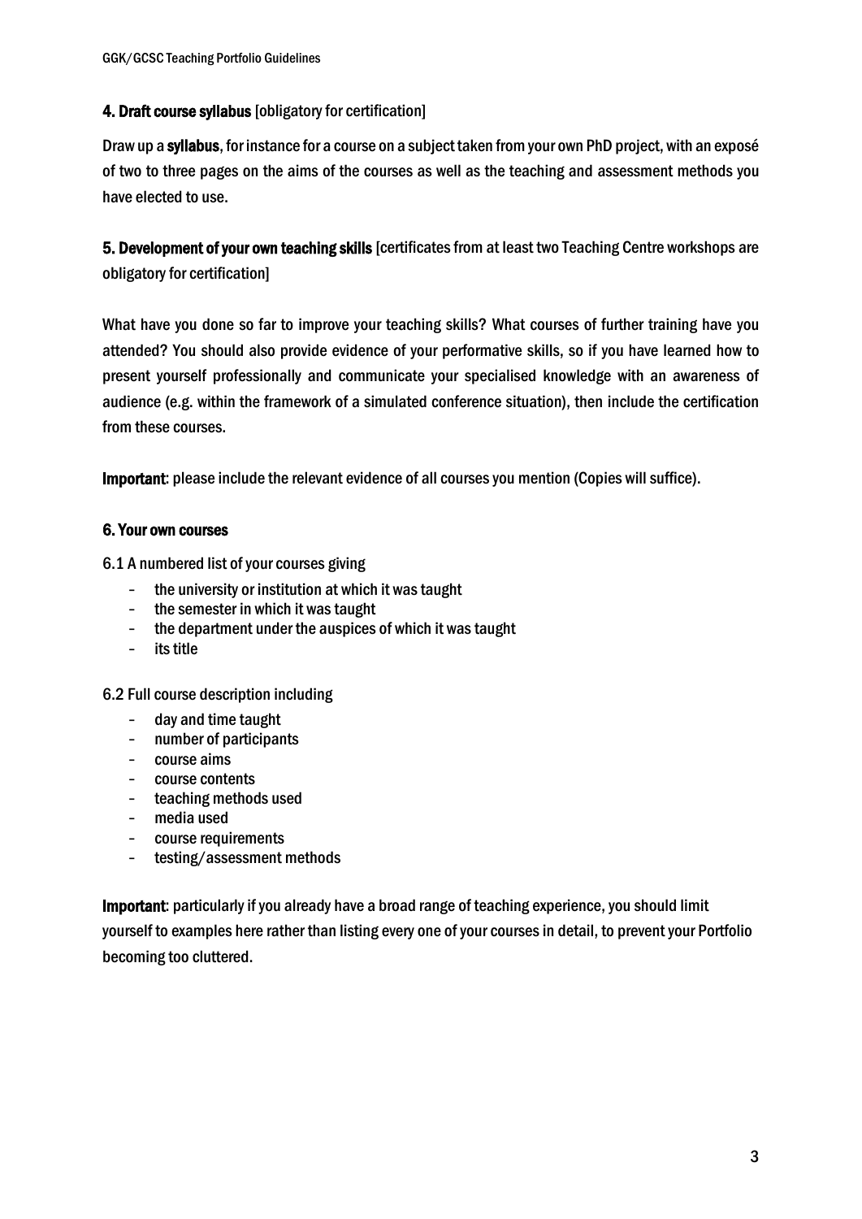## 4. Draft course syllabus [obligatory for certification]

Draw up a **syllabus**, for instance for a course on a subject taken from your own PhD project, with an exposé of two to three pages on the aims of the courses as well as the teaching and assessment methods you have elected to use.

## 5. Development of your own teaching skills [certificates from at least two Teaching Centre workshops are obligatory for certification]

What have you done so far to improve your teaching skills? What courses of further training have you attended? You should also provide evidence of your performative skills, so if you have learned how to present yourself professionally and communicate your specialised knowledge with an awareness of audience (e.g. within the framework of a simulated conference situation), then include the certification from these courses.

**Important**: please include the relevant evidence of all courses you mention (Copies will suffice).

## 6. Your own courses

6.1 A numbered list of your courses giving

- the university or institution at which it was taught
- the semester in which it was taught
- the department under the auspices of which it was taught
- its title

6.2 Full course description including

- day and time taught
- number of participants
- course aims
- course contents
- teaching methods used
- media used
- course requirements
- testing/assessment methods

**Important**: particularly if you already have a broad range of teaching experience, you should limit yourself to examples here rather than listing every one of your courses in detail, to prevent your Portfolio becoming too cluttered.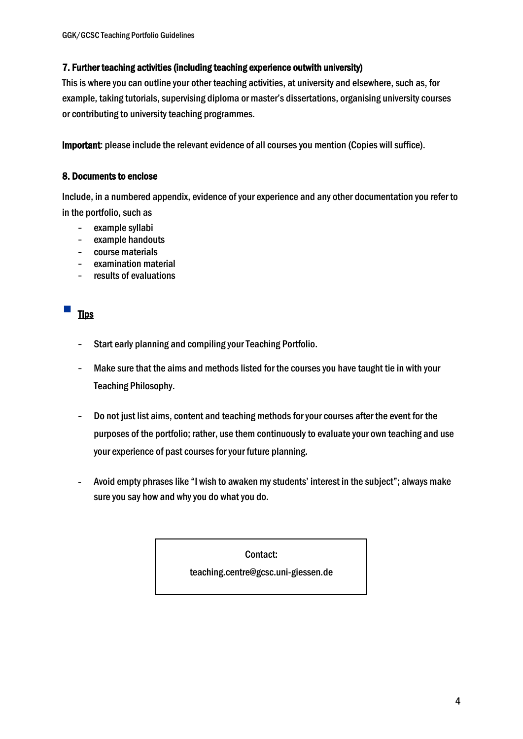## 7. Further teaching activities (including teaching experience outwith university)

This is where you can outline your other teaching activities, at university and elsewhere, such as, for example, taking tutorials, supervising diploma or master's dissertations, organising university courses or contributing to university teaching programmes.

**Important**: please include the relevant evidence of all courses you mention (Copies will suffice).

## 8. Documents to enclose

Include, in a numbered appendix, evidence of your experience and any other documentation you refer to in the portfolio, such as

- example syllabi
- example handouts
- course materials
- examination material
- results of evaluations

## Tips

- Start early planning and compiling your Teaching Portfolio.
- Make sure that the aims and methods listed for the courses you have taught tie in with your Teaching Philosophy.
- Do not just list aims, content and teaching methods for your courses after the event for the purposes of the portfolio; rather, use them continuously to evaluate your own teaching and use your experience of past courses for your future planning.
- Avoid empty phrases like "I wish to awaken my students' interest in the subject"; always make sure you say how and why you do what you do.

Contact:

teaching.centre@gcsc.uni-giessen.de